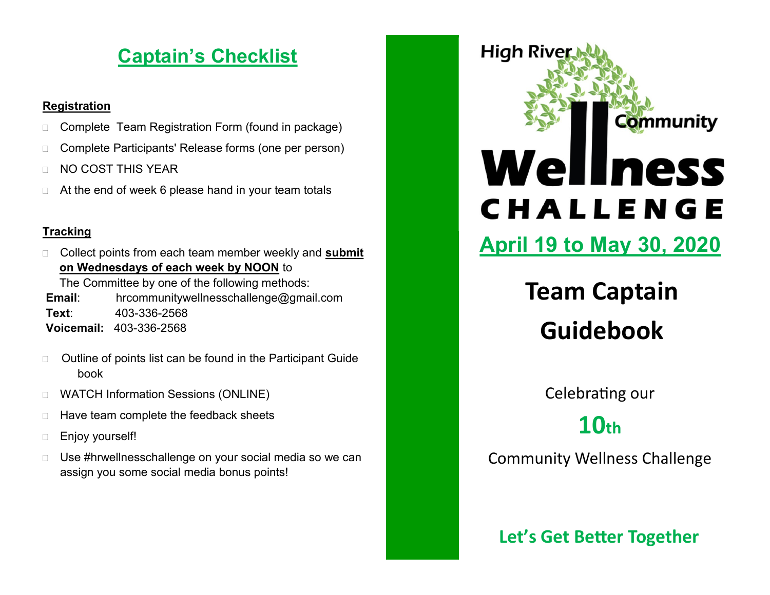## Captain's Checklist

**Registration**

- Complete Team Registration Form (found in package)
- Complete Participants' Release forms (one per person)
- NO COST THIS YEAR
- At the end of week 6 please hand in your team totals

**Tracking**

- Collect points from each team member weekly and **submit on Wednesdays of each week by NOON** to The Committee by one of the following methods:

**Email**: hrcommunitywellnesschallenge@gmail.com
**Text**: 403-336-2568
**Voicemail:** 403-336-2568

- Outline of points list can be found in the Participant Guide book
- WATCH Information Sessions (ONLINE)
- Have team complete the feedback sheets
- Enjoy yourself!
- Use #hrwellnesschallenge on your social media so we can assign you some social media bonus points!

# High River Community Wellness CHALLENGE

## April 19 to May 30, 2020

# Team Captain Guidebook

Celebrating our

**10th**

Community Wellness Challenge

**Let's Get Better Together**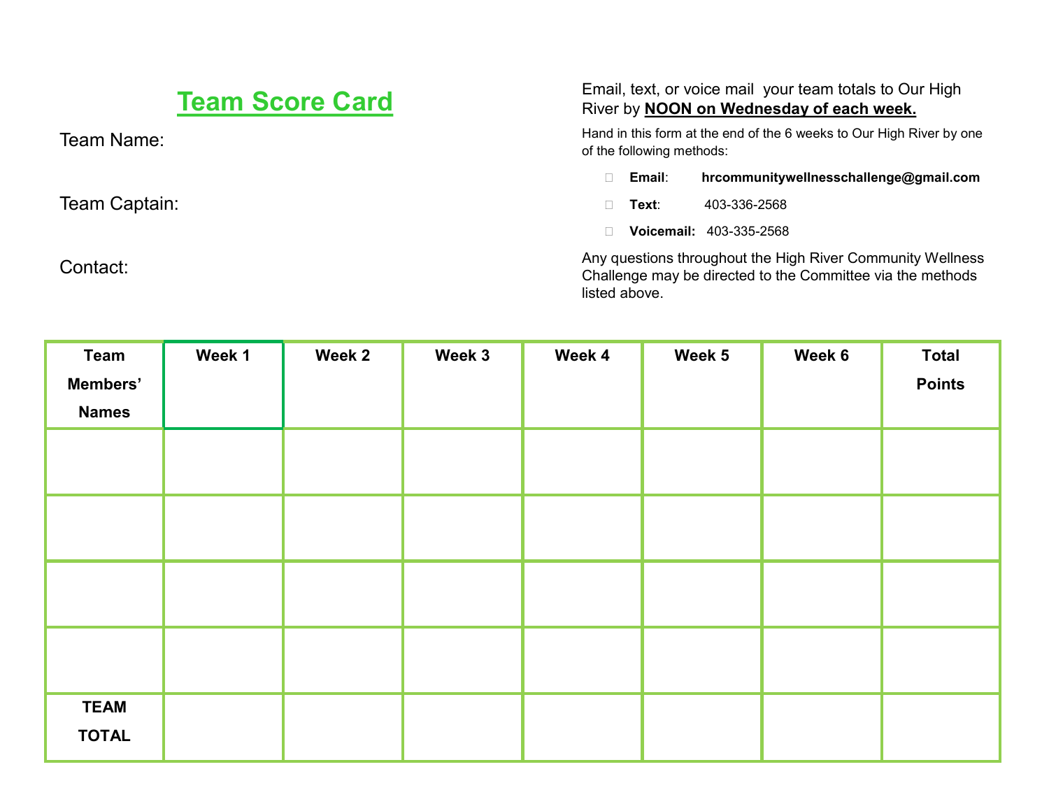# Team Score Card

Team Name:

Team Captain:

Contact:

Email, text, or voice mail your team totals to Our High River by **NOON on Wednesday of each week.**

Hand in this form at the end of the 6 weeks to Our High River by one of the following methods:

- **Email**: **hrcommunitywellnesschallenge@gmail.com**
- **Text**: 403-336-2568
- **Voicemail:** 403-335-2568

Any questions throughout the High River Community Wellness Challenge may be directed to the Committee via the methods listed above.

| Team Members' Names | Week 1 | Week 2 | Week 3 | Week 4 | Week 5 | Week 6 | Total Points |
|---|---|---|---|---|---|---|---|
| | | | | | | | |
| | | | | | | | |
| | | | | | | | |
| | | | | | | | |
| **TEAM TOTAL** | | | | | | | |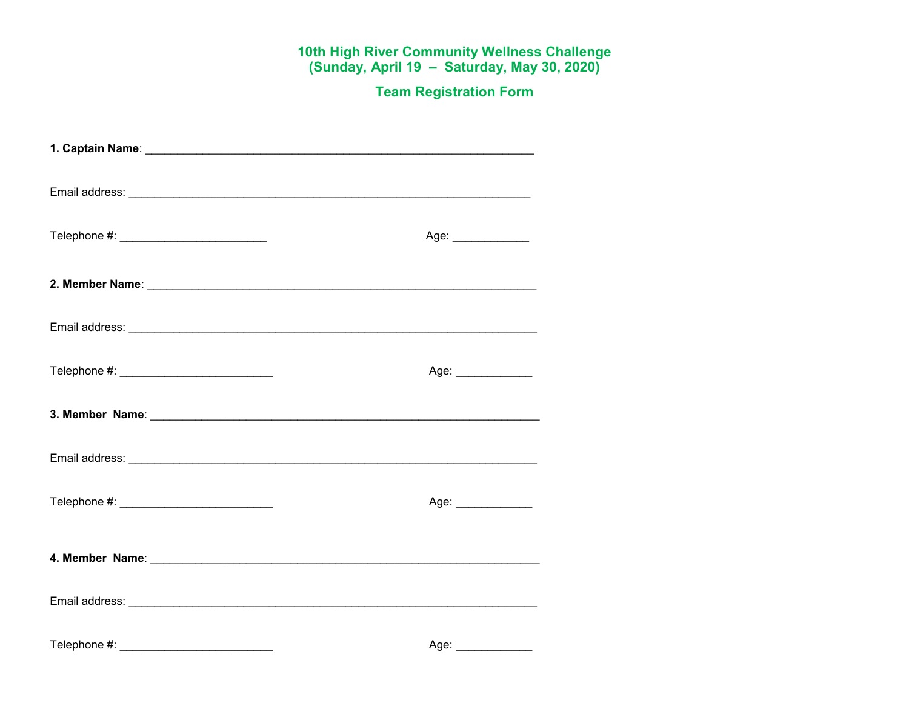## 10th High River Community Wellness Challenge
## (Sunday, April 19 – Saturday, May 30, 2020)

## Team Registration Form

**1. Captain Name**: ____________________________________________________________

Email address: ______________________________________________________________

Telephone #: ______________________ Age: ___________

**2. Member Name**: ____________________________________________________________

Email address: ______________________________________________________________

Telephone #: _______________________ Age: ___________

**3. Member Name**: ____________________________________________________________

Email address: ______________________________________________________________

Telephone #: _______________________ Age: ___________

**4. Member Name**: ____________________________________________________________

Email address: ______________________________________________________________

Telephone #: _______________________ Age: ___________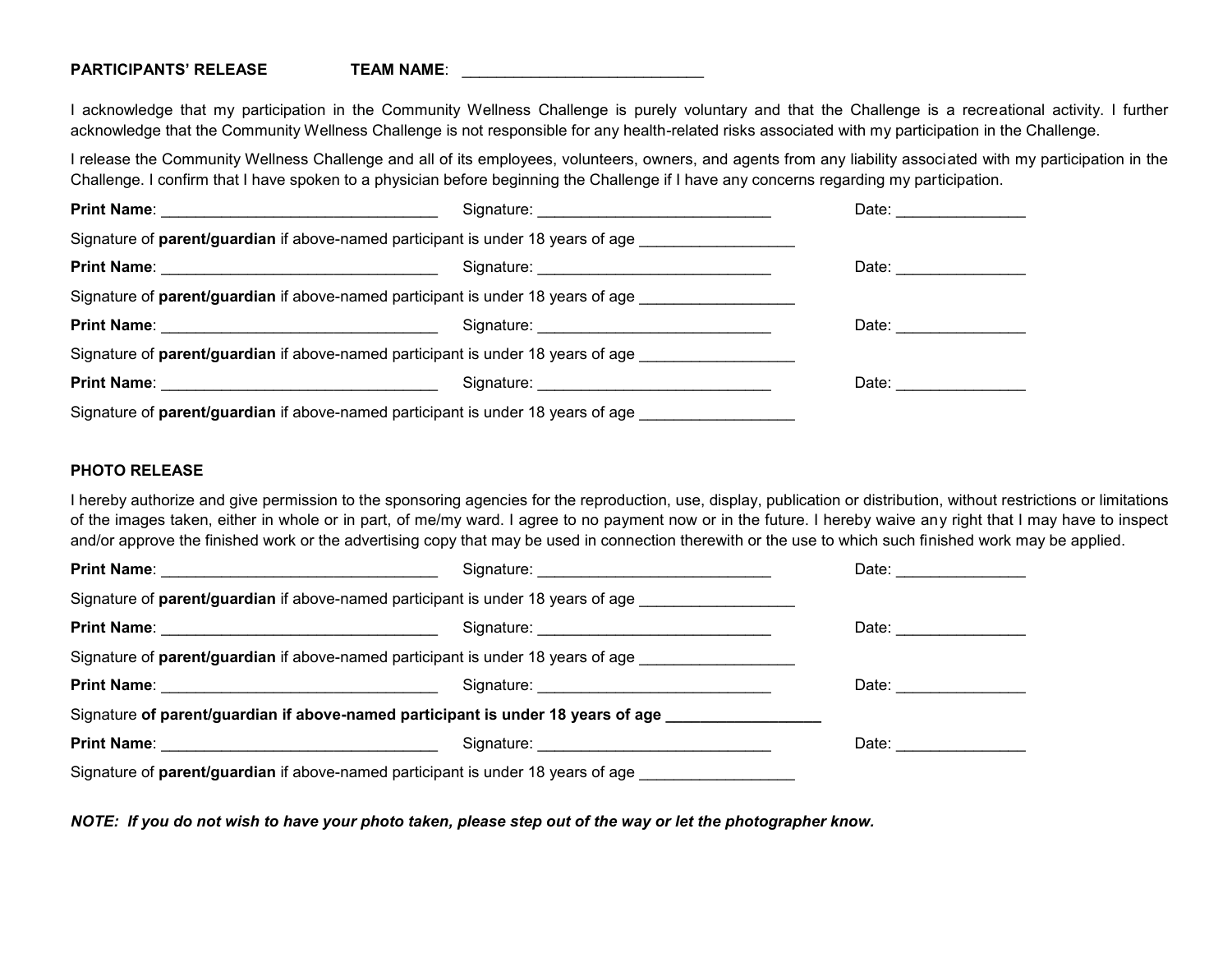**PARTICIPANTS' RELEASE** **TEAM NAME**: ____________________________

I acknowledge that my participation in the Community Wellness Challenge is purely voluntary and that the Challenge is a recreational activity. I further acknowledge that the Community Wellness Challenge is not responsible for any health-related risks associated with my participation in the Challenge.

I release the Community Wellness Challenge and all of its employees, volunteers, owners, and agents from any liability associated with my participation in the Challenge. I confirm that I have spoken to a physician before beginning the Challenge if I have any concerns regarding my participation.

**Print Name**: ________________________________ Signature: ___________________________ Date: _______________

Signature of **parent/guardian** if above-named participant is under 18 years of age _________________

**Print Name**: ________________________________ Signature: ___________________________ Date: _______________

Signature of **parent/guardian** if above-named participant is under 18 years of age _________________

**Print Name**: ________________________________ Signature: ___________________________ Date: _______________

Signature of **parent/guardian** if above-named participant is under 18 years of age _________________

**Print Name**: ________________________________ Signature: ___________________________ Date: _______________

Signature of **parent/guardian** if above-named participant is under 18 years of age _________________

**PHOTO RELEASE**

I hereby authorize and give permission to the sponsoring agencies for the reproduction, use, display, publication or distribution, without restrictions or limitations of the images taken, either in whole or in part, of me/my ward. I agree to no payment now or in the future. I hereby waive any right that I may have to inspect and/or approve the finished work or the advertising copy that may be used in connection therewith or the use to which such finished work may be applied.

**Print Name**: ________________________________ Signature: ___________________________ Date: _______________

Signature of **parent/guardian** if above-named participant is under 18 years of age _________________

**Print Name**: ________________________________ Signature: ___________________________ Date: _______________

Signature of **parent/guardian** if above-named participant is under 18 years of age _________________

**Print Name**: ________________________________ Signature: ___________________________ Date: _______________

Signature **of parent/guardian if above-named participant is under 18 years of age _________________**

**Print Name**: ________________________________ Signature: ___________________________ Date: _______________

Signature of **parent/guardian** if above-named participant is under 18 years of age _________________

***NOTE: If you do not wish to have your photo taken, please step out of the way or let the photographer know.***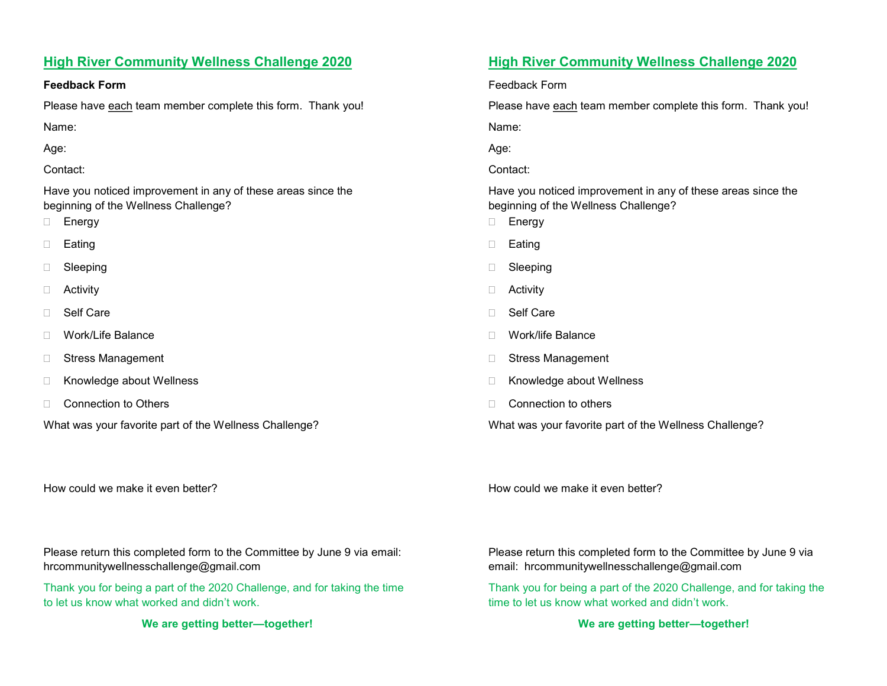## High River Community Wellness Challenge 2020

**Feedback Form**

Please have each team member complete this form. Thank you!

Name:

Age:

Contact:

Have you noticed improvement in any of these areas since the beginning of the Wellness Challenge?

- ☐ Energy
- ☐ Eating
- ☐ Sleeping
- ☐ Activity
- ☐ Self Care
- ☐ Work/Life Balance
- ☐ Stress Management
- ☐ Knowledge about Wellness
- ☐ Connection to Others

What was your favorite part of the Wellness Challenge?

How could we make it even better?

Please return this completed form to the Committee by June 9 via email: hrcommunitywellnesschallenge@gmail.com

Thank you for being a part of the 2020 Challenge, and for taking the time to let us know what worked and didn't work.

**We are getting better—together!**

## High River Community Wellness Challenge 2020

Feedback Form

Please have each team member complete this form. Thank you!

Name:

Age:

Contact:

Have you noticed improvement in any of these areas since the beginning of the Wellness Challenge?

- ☐ Energy
- ☐ Eating
- ☐ Sleeping
- ☐ Activity
- ☐ Self Care
- ☐ Work/life Balance
- ☐ Stress Management
- ☐ Knowledge about Wellness
- ☐ Connection to others

What was your favorite part of the Wellness Challenge?

How could we make it even better?

Please return this completed form to the Committee by June 9 via email: hrcommunitywellnesschallenge@gmail.com

Thank you for being a part of the 2020 Challenge, and for taking the time to let us know what worked and didn't work.

**We are getting better—together!**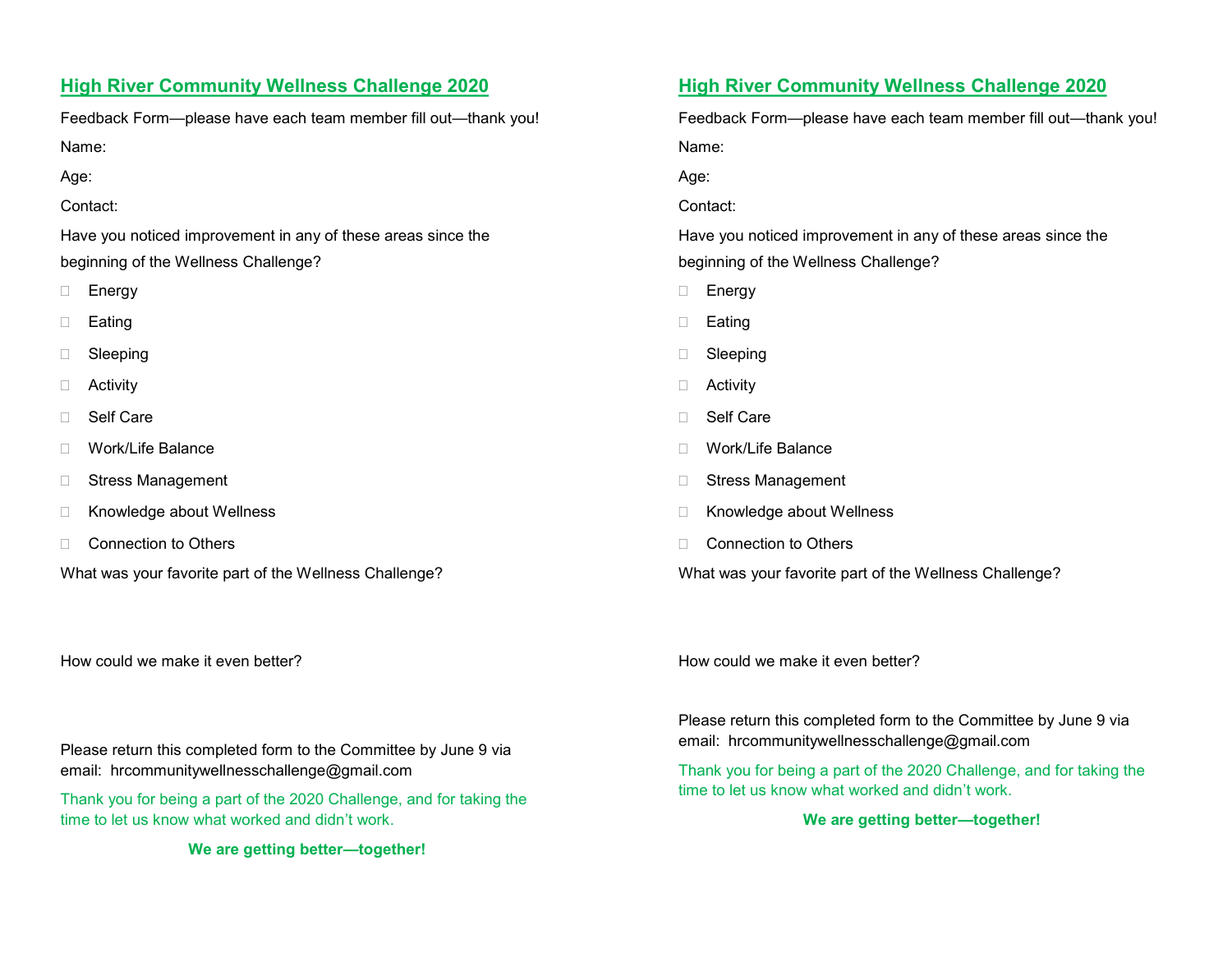## High River Community Wellness Challenge 2020

Feedback Form—please have each team member fill out—thank you!

Name:

Age:

Contact:

Have you noticed improvement in any of these areas since the beginning of the Wellness Challenge?

- ☐ Energy
- ☐ Eating
- ☐ Sleeping
- ☐ Activity
- ☐ Self Care
- ☐ Work/Life Balance
- ☐ Stress Management
- ☐ Knowledge about Wellness
- ☐ Connection to Others

What was your favorite part of the Wellness Challenge?

How could we make it even better?

Please return this completed form to the Committee by June 9 via email: hrcommunitywellnesschallenge@gmail.com

Thank you for being a part of the 2020 Challenge, and for taking the time to let us know what worked and didn't work.

**We are getting better—together!**

## High River Community Wellness Challenge 2020

Feedback Form—please have each team member fill out—thank you!

Name:

Age:

Contact:

Have you noticed improvement in any of these areas since the beginning of the Wellness Challenge?

- ☐ Energy
- ☐ Eating
- ☐ Sleeping
- ☐ Activity
- ☐ Self Care
- ☐ Work/Life Balance
- ☐ Stress Management
- ☐ Knowledge about Wellness
- ☐ Connection to Others

What was your favorite part of the Wellness Challenge?

How could we make it even better?

Please return this completed form to the Committee by June 9 via email: hrcommunitywellnesschallenge@gmail.com

Thank you for being a part of the 2020 Challenge, and for taking the time to let us know what worked and didn't work.

**We are getting better—together!**